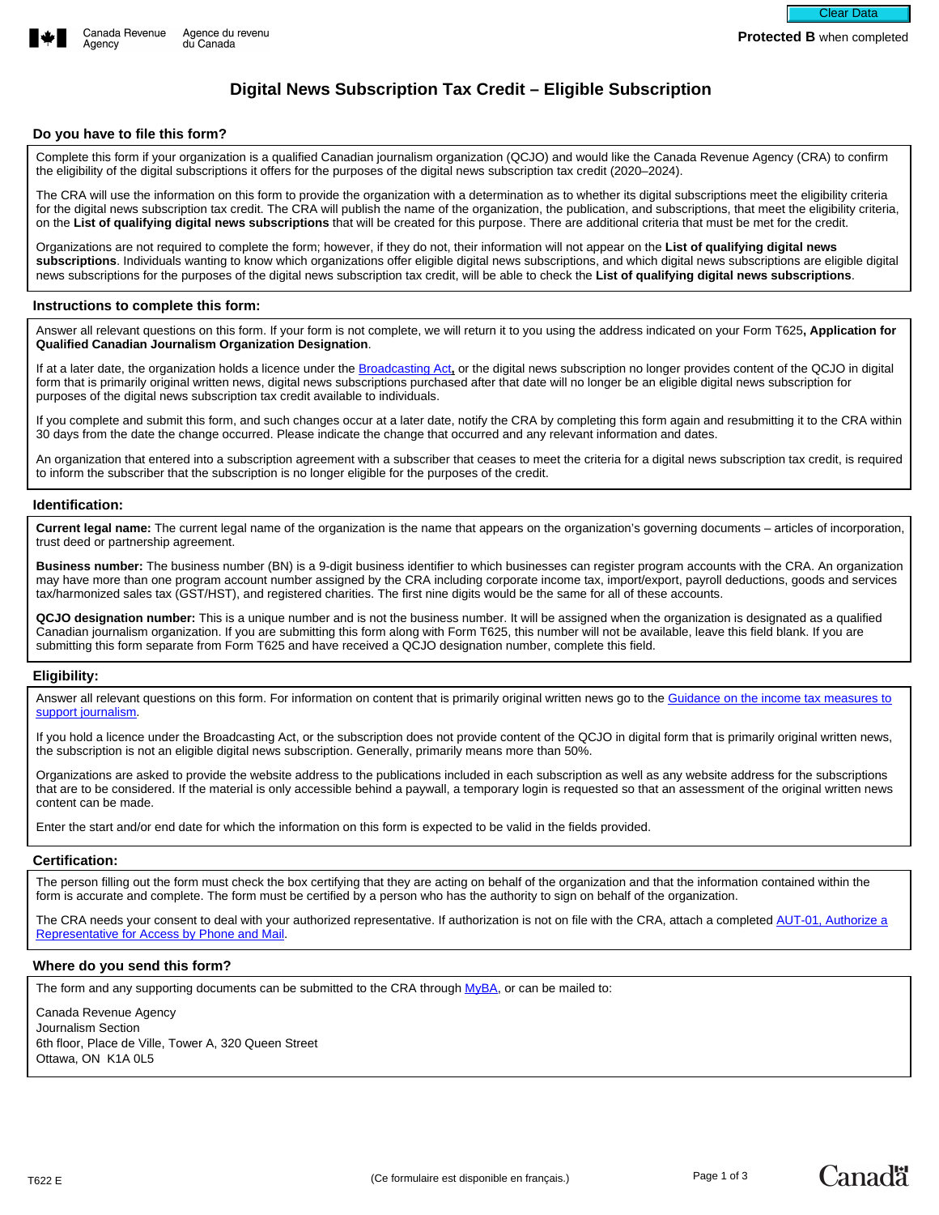Canada Revenue Agency / Agence du revenu du Canada

**Protected B** when completed

# Digital News Subscription Tax Credit – Eligible Subscription

## Do you have to file this form?

Complete this form if your organization is a qualified Canadian journalism organization (QCJO) and would like the Canada Revenue Agency (CRA) to confirm the eligibility of the digital subscriptions it offers for the purposes of the digital news subscription tax credit (2020–2024).

The CRA will use the information on this form to provide the organization with a determination as to whether its digital subscriptions meet the eligibility criteria for the digital news subscription tax credit. The CRA will publish the name of the organization, the publication, and subscriptions, that meet the eligibility criteria, on the **List of qualifying digital news subscriptions** that will be created for this purpose. There are additional criteria that must be met for the credit.

Organizations are not required to complete the form; however, if they do not, their information will not appear on the **List of qualifying digital news subscriptions**. Individuals wanting to know which organizations offer eligible digital news subscriptions, and which digital news subscriptions are eligible digital news subscriptions for the purposes of the digital news subscription tax credit, will be able to check the **List of qualifying digital news subscriptions**.

## Instructions to complete this form:

Answer all relevant questions on this form. If your form is not complete, we will return it to you using the address indicated on your Form T625, **Application for Qualified Canadian Journalism Organization Designation**.

If at a later date, the organization holds a licence under the Broadcasting Act, or the digital news subscription no longer provides content of the QCJO in digital form that is primarily original written news, digital news subscriptions purchased after that date will no longer be an eligible digital news subscription for purposes of the digital news subscription tax credit available to individuals.

If you complete and submit this form, and such changes occur at a later date, notify the CRA by completing this form again and resubmitting it to the CRA within 30 days from the date the change occurred. Please indicate the change that occurred and any relevant information and dates.

An organization that entered into a subscription agreement with a subscriber that ceases to meet the criteria for a digital news subscription tax credit, is required to inform the subscriber that the subscription is no longer eligible for the purposes of the credit.

## Identification:

**Current legal name:** The current legal name of the organization is the name that appears on the organization's governing documents – articles of incorporation, trust deed or partnership agreement.

**Business number:** The business number (BN) is a 9-digit business identifier to which businesses can register program accounts with the CRA. An organization may have more than one program account number assigned by the CRA including corporate income tax, import/export, payroll deductions, goods and services tax/harmonized sales tax (GST/HST), and registered charities. The first nine digits would be the same for all of these accounts.

**QCJO designation number:** This is a unique number and is not the business number. It will be assigned when the organization is designated as a qualified Canadian journalism organization. If you are submitting this form along with Form T625, this number will not be available, leave this field blank. If you are submitting this form separate from Form T625 and have received a QCJO designation number, complete this field.

## Eligibility:

Answer all relevant questions on this form. For information on content that is primarily original written news go to the Guidance on the income tax measures to support journalism.

If you hold a licence under the Broadcasting Act, or the subscription does not provide content of the QCJO in digital form that is primarily original written news, the subscription is not an eligible digital news subscription. Generally, primarily means more than 50%.

Organizations are asked to provide the website address to the publications included in each subscription as well as any website address for the subscriptions that are to be considered. If the material is only accessible behind a paywall, a temporary login is requested so that an assessment of the original written news content can be made.

Enter the start and/or end date for which the information on this form is expected to be valid in the fields provided.

## Certification:

The person filling out the form must check the box certifying that they are acting on behalf of the organization and that the information contained within the form is accurate and complete. The form must be certified by a person who has the authority to sign on behalf of the organization.

The CRA needs your consent to deal with your authorized representative. If authorization is not on file with the CRA, attach a completed AUT-01, Authorize a Representative for Access by Phone and Mail.

## Where do you send this form?

The form and any supporting documents can be submitted to the CRA through MyBA, or can be mailed to:

Canada Revenue Agency
Journalism Section
6th floor, Place de Ville, Tower A, 320 Queen Street
Ottawa, ON  K1A 0L5

T622 E

(Ce formulaire est disponible en français.)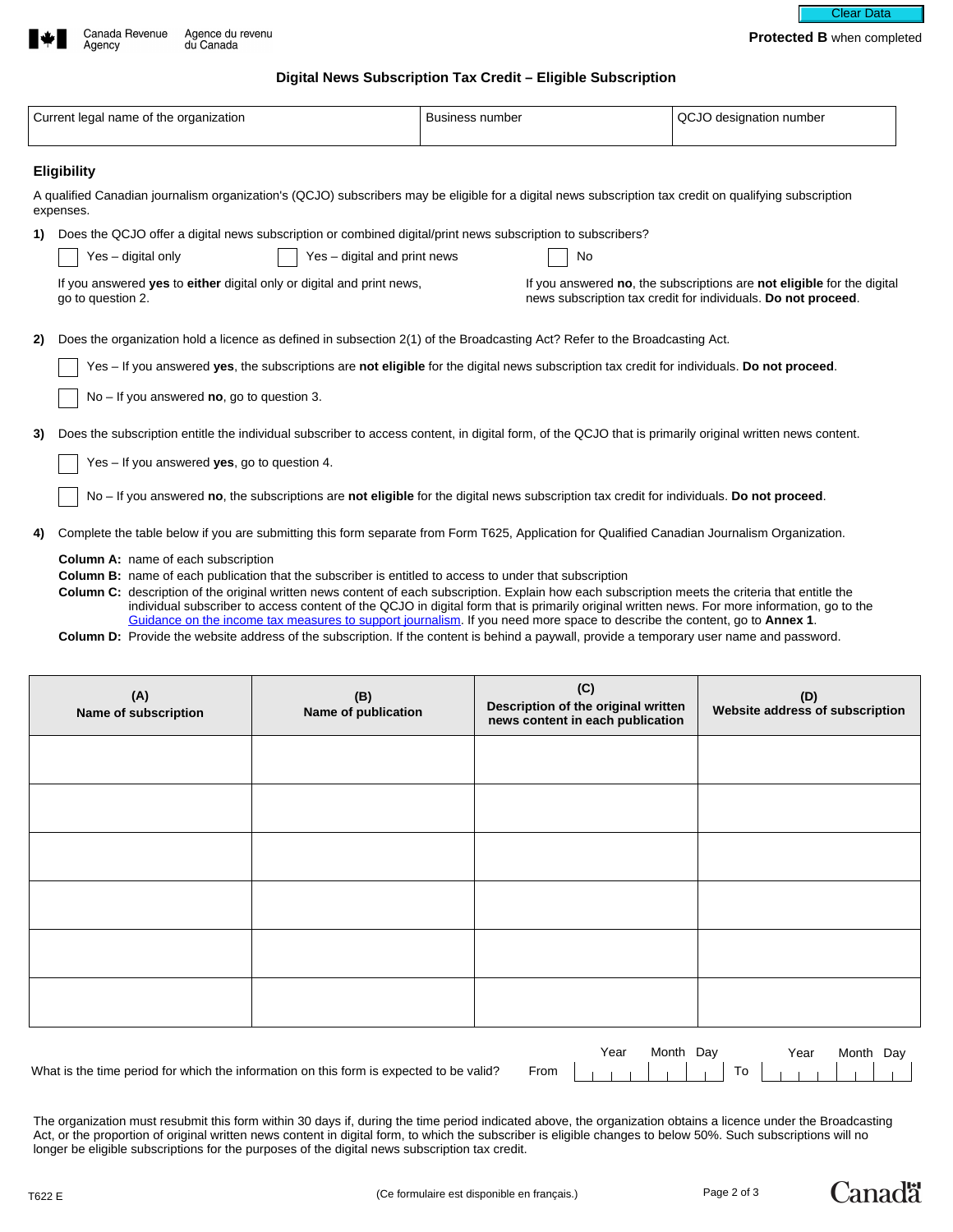Protected B when completed

# Digital News Subscription Tax Credit – Eligible Subscription

| Current legal name of the organization | Business number | QCJO designation number |
|---|---|---|
| | | |

## Eligibility

A qualified Canadian journalism organization's (QCJO) subscribers may be eligible for a digital news subscription tax credit on qualifying subscription expenses.

**1)** Does the QCJO offer a digital news subscription or combined digital/print news subscription to subscribers?

☐ Yes – digital only ☐ Yes – digital and print news ☐ No

If you answered **yes** to **either** digital only or digital and print news, go to question 2.

If you answered **no**, the subscriptions are **not eligible** for the digital news subscription tax credit for individuals. **Do not proceed**.

**2)** Does the organization hold a licence as defined in subsection 2(1) of the Broadcasting Act? Refer to the Broadcasting Act.

☐ Yes – If you answered **yes**, the subscriptions are **not eligible** for the digital news subscription tax credit for individuals. **Do not proceed**.

☐ No – If you answered **no**, go to question 3.

**3)** Does the subscription entitle the individual subscriber to access content, in digital form, of the QCJO that is primarily original written news content.

☐ Yes – If you answered **yes**, go to question 4.

☐ No – If you answered **no**, the subscriptions are **not eligible** for the digital news subscription tax credit for individuals. **Do not proceed**.

**4)** Complete the table below if you are submitting this form separate from Form T625, Application for Qualified Canadian Journalism Organization.

**Column A:** name of each subscription
**Column B:** name of each publication that the subscriber is entitled to access to under that subscription
**Column C:** description of the original written news content of each subscription. Explain how each subscription meets the criteria that entitle the individual subscriber to access content of the QCJO in digital form that is primarily original written news. For more information, go to the Guidance on the income tax measures to support journalism. If you need more space to describe the content, go to **Annex 1**.
**Column D:** Provide the website address of the subscription. If the content is behind a paywall, provide a temporary user name and password.

| (A) Name of subscription | (B) Name of publication | (C) Description of the original written news content in each publication | (D) Website address of subscription |
|---|---|---|---|
| | | | |
| | | | |
| | | | |
| | | | |
| | | | |
| | | | |

What is the time period for which the information on this form is expected to be valid? From (Year Month Day) ____ To (Year Month Day) ____

The organization must resubmit this form within 30 days if, during the time period indicated above, the organization obtains a licence under the Broadcasting Act, or the proportion of original written news content in digital form, to which the subscriber is eligible changes to below 50%. Such subscriptions will no longer be eligible subscriptions for the purposes of the digital news subscription tax credit.

T622 E (Ce formulaire est disponible en français.)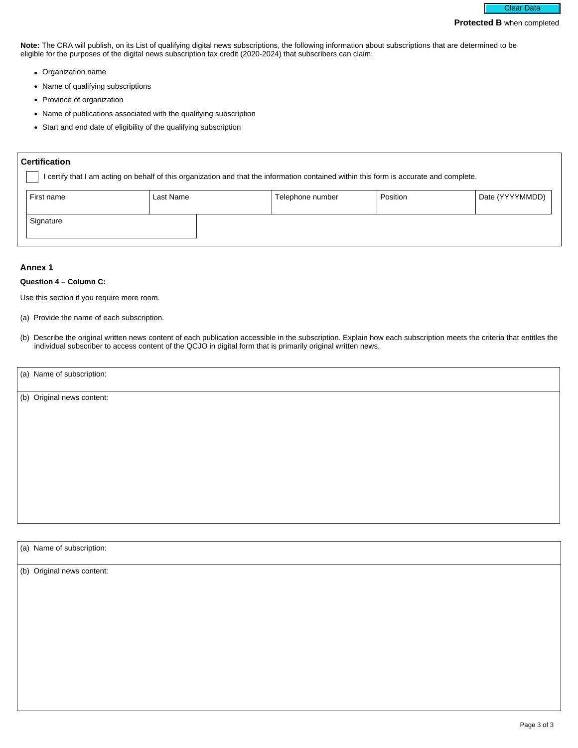Clear Data

**Protected B** when completed

**Note:** The CRA will publish, on its List of qualifying digital news subscriptions, the following information about subscriptions that are determined to be eligible for the purposes of the digital news subscription tax credit (2020-2024) that subscribers can claim:

- Organization name
- Name of qualifying subscriptions
- Province of organization
- Name of publications associated with the qualifying subscription
- Start and end date of eligibility of the qualifying subscription

## Certification

☐ I certify that I am acting on behalf of this organization and that the information contained within this form is accurate and complete.

| First name | Last Name | Telephone number | Position | Date (YYYYMMDD) |
| --- | --- | --- | --- | --- |
| | | | | |

| Signature |
| --- |
| |

## Annex 1

**Question 4 – Column C:**

Use this section if you require more room.

(a) Provide the name of each subscription.

(b) Describe the original written news content of each publication accessible in the subscription. Explain how each subscription meets the criteria that entitles the individual subscriber to access content of the QCJO in digital form that is primarily original written news.

(a) Name of subscription:

(b) Original news content:

(a) Name of subscription:

(b) Original news content: